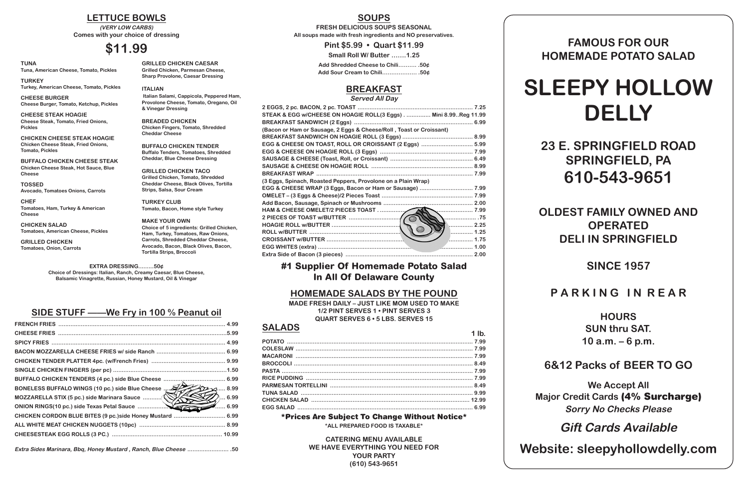## LETTUCE BOWLS

***(VERY LOW CARBS)***

**Comes with your choice of dressing**

# $11.99

**TUNA**
Tuna, American Cheese, Tomato, Pickles

**TURKEY**
Turkey, American Cheese, Tomato, Pickles

**CHEESE BURGER**
Cheese Burger, Tomato, Ketchup, Pickles

**CHEESE STEAK HOAGIE**
Cheese Steak, Tomato, Fried Onions, Pickles

**CHICKEN CHEESE STEAK HOAGIE**
Chicken Cheese Steak, Fried Onions, Tomato, Pickles

**BUFFALO CHICKEN CHEESE STEAK**
Chicken Cheese Steak, Hot Sauce, Blue Cheese

**TOSSED**
Avocado, Tomatoes Onions, Carrots

**CHEF**
Tomatoes, Ham, Turkey & American Cheese

**CHICKEN SALAD**
Tomatoes, American Cheese, Pickles

**GRILLED CHICKEN**
Tomatoes, Onion, Carrots

**GRILLED CHICKEN CAESAR**
Grilled Chicken, Parmesan Cheese, Sharp Provolone, Caesar Dressing

**ITALIAN**
Italian Salami, Cappicola, Peppered Ham, Provolone Cheese, Tomato, Oregano, Oil & Vinegar Dressing

**BREADED CHICKEN**
Chicken Fingers, Tomato, Shredded Cheddar Cheese

**BUFFALO CHICKEN TENDER**
Buffalo Tenders, Tomatoes, Shredded Cheddar, Blue Cheese Dressing

**GRILLED CHICKEN TACO**
Grilled Chicken, Tomato, Shredded Cheddar Cheese, Black Olives, Tortilla Strips, Salsa, Sour Cream

**TURKEY CLUB**
Tomato, Bacon, Home style Turkey

**MAKE YOUR OWN**
Choice of 5 ingredients: Grilled Chicken, Ham, Turkey, Tomatoes, Raw Onions, Carrots, Shredded Cheddar Cheese, Avocado, Bacon, Black Olives, Bacon, Tortilla Strips, Broccoli

**EXTRA DRESSING.........50¢**
**Choice of Dressings: Italian, Ranch, Creamy Caesar, Blue Cheese, Balsamic Vinagrette, Russian, Honey Mustard, Oil & Vinegar**

## SIDE STUFF ——We Fry in 100 % Peanut oil

| Item | Price |
|---|---|
| FRENCH FRIES | 4.99 |
| CHEESE FRIES | 5.99 |
| SPICY FRIES | 4.99 |
| BACON MOZZARELLA CHEESE FRIES w/ side Ranch | 6.99 |
| CHICKEN TENDER PLATTER 4pc. (w/French Fries) | 9.99 |
| SINGLE CHICKEN FINGERS (per pc) | 1.50 |
| BUFFALO CHICKEN TENDERS (4 pc.) side Blue Cheese | 6.99 |
| BONELESS BUFFALO WINGS (10 pc.) side Blue Cheese | 8.99 |
| MOZZARELLA STIX (5 pc.) side Marinara Sauce | 6.99 |
| ONION RINGS(10 pc.) side Texas Petal Sauce | 6.99 |
| CHICKEN CORDON BLUE BITES (9 pc.)side Honey Mustard | 6.99 |
| ALL WHITE MEAT CHICKEN NUGGETS (10pc) | 8.99 |
| CHEESESTEAK EGG ROLLS (3 PC.) | 10.99 |

*Extra Sides Marinara, Bbq, Honey Mustard , Ranch, Blue Cheese ........................ .50*

## SOUPS

**FRESH DELICIOUS SOUPS SEASONAL**
**All soups made with fresh ingredients and NO preservatives.**

**Pint $5.99 • Quart $11.99**

**Small Roll W/ Butter .......1.25**

**Add Shredded Cheese to Chili.......... .50¢**
**Add Sour Cream to Chili.................. .50¢**

## BREAKFAST

***Served All Day***

| Item | Price |
|---|---|
| 2 EGGS, 2 pc. BACON, 2 pc. TOAST | 7.25 |
| STEAK & EGG w/CHEESE ON HOAGIE ROLL(3 Eggs) | Mini 8.99..Reg 11.99 |
| BREAKFAST SANDWICH (2 Eggs) | 6.99 |
| (Bacon or Ham or Sausage, 2 Eggs & Cheese/Roll , Toast or Croissant) | |
| BREAKFAST SANDWICH ON HOAGIE ROLL (3 Eggs) | 8.99 |
| EGG & CHEESE ON TOAST, ROLL OR CROISSANT (2 Eggs) | 5.99 |
| EGG & CHEESE ON HOAGIE ROLL (3 Eggs) | 7.99 |
| SAUSAGE & CHEESE (Toast, Roll, or Croissant) | 6.49 |
| SAUSAGE & CHEESE ON HOAGIE ROLL | 8.99 |
| BREAKFAST WRAP | 7.99 |
| (3 Eggs, Spinach, Roasted Peppers, Provolone on a Plain Wrap) | |
| EGG & CHEESE WRAP (3 Eggs, Bacon or Ham or Sausage) | 7.99 |
| OMELET – (3 Eggs & Cheese)/2 Pieces Toast | 7.99 |
| Add Bacon, Sausage, Spinach or Mushrooms | 2.00 |
| HAM & CHEESE OMELET/2 PIECES TOAST | 7.99 |
| 2 PIECES OF TOAST w/BUTTER | .75 |
| HOAGIE ROLL w/BUTTER | 2.25 |
| ROLL w/BUTTER | 1.25 |
| CROISSANT w/BUTTER | 1.75 |
| EGG WHITES (extra) | 1.00 |
| Extra Side of Bacon (3 pieces) | 2.00 |

**#1 Supplier Of Homemade Potato Salad In All Of Delaware County**

## HOMEMADE SALADS BY THE POUND

**MADE FRESH DAILY – JUST LIKE MOM USED TO MAKE**
**1/2 PINT SERVES 1 • PINT SERVES 3**
**QUART SERVES 6 • 5 LBS. SERVES 15**

## SALADS

| Item | 1 lb. |
|---|---|
| POTATO | 7.99 |
| COLESLAW | 7.99 |
| MACARONI | 7.99 |
| BROCCOLI | 8.49 |
| PASTA | 7.99 |
| RICE PUDDING | 7.99 |
| PARMESAN TORTELLINI | 8.49 |
| TUNA SALAD | 9.99 |
| CHICKEN SALAD | 12.99 |
| EGG SALAD | 6.99 |

***Prices Are Subject To Change Without Notice***

**\*ALL PREPARED FOOD IS TAXABLE\***

**CATERING MENU AVAILABLE**
**WE HAVE EVERYTHING YOU NEED FOR YOUR PARTY**
**(610) 543-9651**

## FAMOUS FOR OUR HOMEMADE POTATO SALAD

# SLEEPY HOLLOW DELLY

## 23 E. SPRINGFIELD ROAD
## SPRINGFIELD, PA
## 610-543-9651

## OLDEST FAMILY OWNED AND OPERATED DELI IN SPRINGFIELD

## SINCE 1957

## P A R K I N G  I N  R E A R

**HOURS**
**SUN thru SAT.**
**10 a.m. – 6 p.m.**

## 6&12 Packs of BEER TO GO

**We Accept All**
**Major Credit Cards (4% Surcharge)**
***Sorry No Checks Please***

***Gift Cards Available***

**Website: sleepyhollowdelly.com**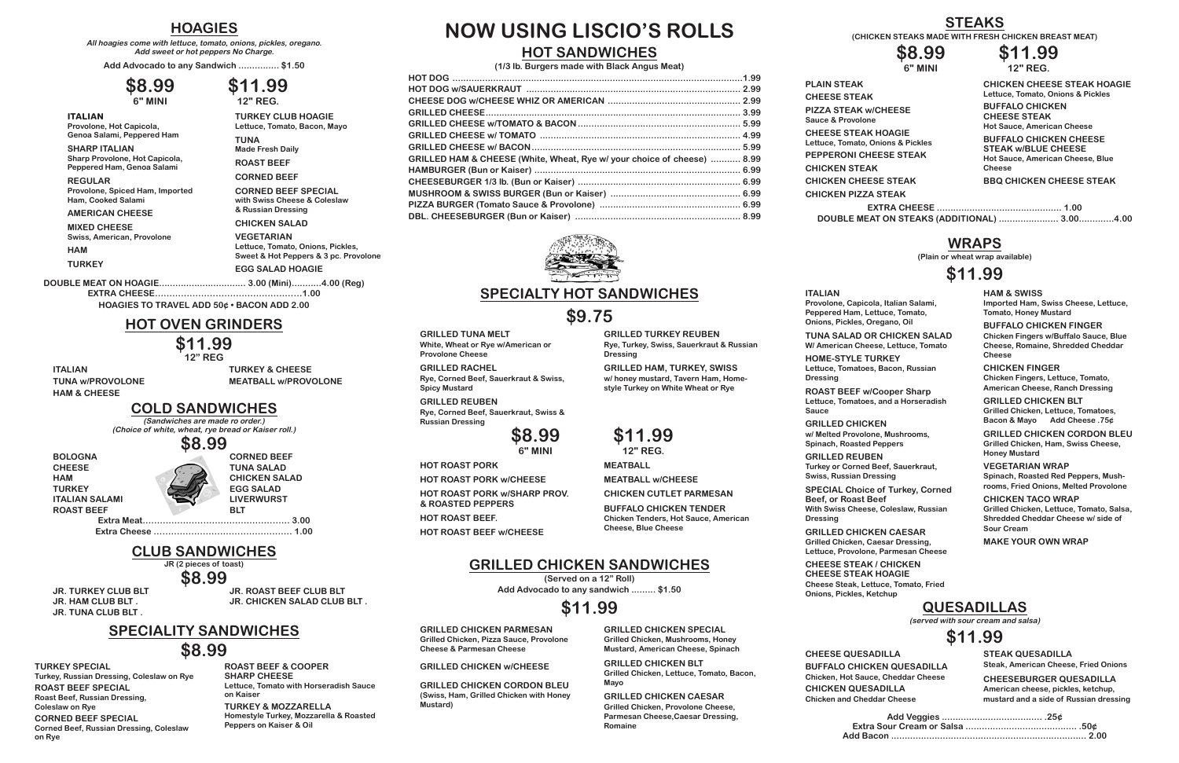## HOAGIES

*All hoagies come with lettuce, tomato, onions, pickles, oregano. Add sweet or hot peppers No Charge.*

Add Advocado to any Sandwich ............... $1.50

**$8.99** 6" MINI **$11.99** 12" REG.

**ITALIAN**
Provolone, Hot Capicola, Genoa Salami, Peppered Ham

**SHARP ITALIAN**
Sharp Provolone, Hot Capicola, Peppered Ham, Genoa Salami

**REGULAR**
Provolone, Spiced Ham, Imported Ham, Cooked Salami

**AMERICAN CHEESE**

**MIXED CHEESE**
Swiss, American, Provolone

**HAM**

**TURKEY**

**TURKEY CLUB HOAGIE**
Lettuce, Tomato, Bacon, Mayo

**TUNA**
Made Fresh Daily

**ROAST BEEF**

**CORNED BEEF**

**CORNED BEEF SPECIAL**
with Swiss Cheese & Coleslaw & Russian Dressing

**CHICKEN SALAD**

**VEGETARIAN**
Lettuce, Tomato, Onions, Pickles, Sweet & Hot Peppers & 3 pc. Provolone

**EGG SALAD HOAGIE**

DOUBLE MEAT ON HOAGIE................................ 3.00 (Mini)...........4.00 (Reg)
EXTRA CHEESE.................................................1.00
HOAGIES TO TRAVEL ADD 50¢ • BACON ADD 2.00

## HOT OVEN GRINDERS

**$11.99** 12" REG

ITALIAN
TUNA w/PROVOLONE
HAM & CHEESE
TURKEY & CHEESE
MEATBALL w/PROVOLONE

## COLD SANDWICHES

*(Sandwiches are made ro order.)*
*(Choice of white, wheat, rye bread or Kaiser roll.)*

**$8.99**

BOLOGNA
CHEESE
HAM
TURKEY
ITALIAN SALAMI
ROAST BEEF
CORNED BEEF
TUNA SALAD
CHICKEN SALAD
EGG SALAD
LIVERWURST
BLT

Extra Meat.................................................. 3.00
Extra Cheese ............................................... 1.00

## CLUB SANDWICHES

JR (2 pieces of toast)

**$8.99**

JR. TURKEY CLUB BLT
JR. HAM CLUB BLT .
JR. TUNA CLUB BLT .
JR. ROAST BEEF CLUB BLT
JR. CHICKEN SALAD CLUB BLT .

## SPECIALITY SANDWICHES

**$8.99**

**TURKEY SPECIAL**
Turkey, Russian Dressing, Coleslaw on Rye

**ROAST BEEF SPECIAL**
Roast Beef, Russian Dressing, Coleslaw on Rye

**CORNED BEEF SPECIAL**
Corned Beef, Russian Dressing, Coleslaw on Rye

**ROAST BEEF & COOPER SHARP CHEESE**
Lettuce, Tomato with Horseradish Sauce on Kaiser

**TURKEY & MOZZARELLA**
Homestyle Turkey, Mozzarella & Roasted Peppers on Kaiser & Oil

# NOW USING LISCIO'S ROLLS

## HOT SANDWICHES

(1/3 lb. Burgers made with Black Angus Meat)

| | |
|---|---|
| HOT DOG | 1.99 |
| HOT DOG w/SAUERKRAUT | 2.99 |
| CHEESE DOG w/CHEESE WHIZ OR AMERICAN | 2.99 |
| GRILLED CHEESE | 3.99 |
| GRILLED CHEESE w/TOMATO & BACON | 5.99 |
| GRILLED CHEESE w/ TOMATO | 4.99 |
| GRILLED CHEESE w/ BACON | 5.99 |
| GRILLED HAM & CHEESE (White, Wheat, Rye w/ your choice of cheese) | 8.99 |
| HAMBURGER (Bun or Kaiser) | 6.99 |
| CHEESEBURGER 1/3 lb. (Bun or Kaiser) | 6.99 |
| MUSHROOM & SWISS BURGER (Bun or Kaiser) | 6.99 |
| PIZZA BURGER (Tomato Sauce & Provolone) | 6.99 |
| DBL. CHEESEBURGER (Bun or Kaiser) | 8.99 |

## SPECIALTY HOT SANDWICHES

**$9.75**

**GRILLED TUNA MELT**
White, Wheat or Rye w/American or Provolone Cheese

**GRILLED RACHEL**
Rye, Corned Beef, Sauerkraut & Swiss, Spicy Mustard

**GRILLED REUBEN**
Rye, Corned Beef, Sauerkraut, Swiss & Russian Dressing

**GRILLED TURKEY REUBEN**
Rye, Turkey, Swiss, Sauerkraut & Russian Dressing

**GRILLED HAM, TURKEY, SWISS**
w/ honey mustard, Tavern Ham, Home-style Turkey on White Wheat or Rye

**$8.99** 6" MINI **$11.99** 12" REG.

HOT ROAST PORK
HOT ROAST PORK w/CHEESE
HOT ROAST PORK w/SHARP PROV. & ROASTED PEPPERS
HOT ROAST BEEF.
HOT ROAST BEEF w/CHEESE
MEATBALL
MEATBALL w/CHEESE
CHICKEN CUTLET PARMESAN
**BUFFALO CHICKEN TENDER**
Chicken Tenders, Hot Sauce, American Cheese, Blue Cheese

## GRILLED CHICKEN SANDWICHES

(Served on a 12" Roll)
Add Advocado to any sandwich ......... $1.50

**$11.99**

**GRILLED CHICKEN PARMESAN**
Grilled Chicken, Pizza Sauce, Provolone Cheese & Parmesan Cheese

**GRILLED CHICKEN w/CHEESE**

**GRILLED CHICKEN CORDON BLEU**
(Swiss, Ham, Grilled Chicken with Honey Mustard)

**GRILLED CHICKEN SPECIAL**
Grilled Chicken, Mushrooms, Honey Mustard, American Cheese, Spinach

**GRILLED CHICKEN BLT**
Grilled Chicken, Lettuce, Tomato, Bacon, Mayo

**GRILLED CHICKEN CAESAR**
Grilled Chicken, Provolone Cheese, Parmesan Cheese,Caesar Dressing, Romaine

## STEAKS

(CHICKEN STEAKS MADE WITH FRESH CHICKEN BREAST MEAT)

**$8.99** 6" MINI **$11.99** 12" REG.

**PLAIN STEAK**

**CHEESE STEAK**

**PIZZA STEAK w/CHEESE**
Sauce & Provolone

**CHEESE STEAK HOAGIE**
Lettuce, Tomato, Onions & Pickles

**PEPPERONI CHEESE STEAK**

**CHICKEN STEAK**

**CHICKEN CHEESE STEAK**

**CHICKEN PIZZA STEAK**

**CHICKEN CHEESE STEAK HOAGIE**
Lettuce, Tomato, Onions & Pickles

**BUFFALO CHICKEN CHEESE STEAK**
Hot Sauce, American Cheese

**BUFFALO CHICKEN CHEESE STEAK w/BLUE CHEESE**
Hot Sauce, American Cheese, Blue Cheese

**BBQ CHICKEN CHEESE STEAK**

EXTRA CHEESE ............................................... 1.00
DOUBLE MEAT ON STEAKS (ADDITIONAL) ...................... 3.00.............4.00

## WRAPS

(Plain or wheat wrap available)

**$11.99**

**ITALIAN**
Provolone, Capicola, Italian Salami, Peppered Ham, Lettuce, Tomato, Onions, Pickles, Oregano, Oil

**TUNA SALAD OR CHICKEN SALAD**
W/ American Cheese, Lettuce, Tomato

**HOME-STYLE TURKEY**
Lettuce, Tomatoes, Bacon, Russian Dressing

**ROAST BEEF w/Cooper Sharp**
Lettuce, Tomatoes, and a Horseradish Sauce

**GRILLED CHICKEN**
w/ Melted Provolone, Mushrooms, Spinach, Roasted Peppers

**GRILLED REUBEN**
Turkey or Corned Beef, Sauerkraut, Swiss, Russian Dressing

**SPECIAL Choice of Turkey, Corned Beef, or Roast Beef**
With Swiss Cheese, Coleslaw, Russian Dressing

**GRILLED CHICKEN CAESAR**
Grilled Chicken, Caesar Dressing, Lettuce, Provolone, Parmesan Cheese

**CHEESE STEAK / CHICKEN CHEESE STEAK HOAGIE**
Cheese Steak, Lettuce, Tomato, Fried Onions, Pickles, Ketchup

**HAM & SWISS**
Imported Ham, Swiss Cheese, Lettuce, Tomato, Honey Mustard

**BUFFALO CHICKEN FINGER**
Chicken Fingers w/Buffalo Sauce, Blue Cheese, Romaine, Shredded Cheddar Cheese

**CHICKEN FINGER**
Chicken Fingers, Lettuce, Tomato, American Cheese, Ranch Dressing

**GRILLED CHICKEN BLT**
Grilled Chicken, Lettuce, Tomatoes, Bacon & Mayo Add Cheese .75¢

**GRILLED CHICKEN CORDON BLEU**
Grilled Chicken, Ham, Swiss Cheese, Honey Mustard

**VEGETARIAN WRAP**
Spinach, Roasted Red Peppers, Mushrooms, Fried Onions, Melted Provolone

**CHICKEN TACO WRAP**
Grilled Chicken, Lettuce, Tomato, Salsa, Shredded Cheddar Cheese w/ side of Sour Cream

**MAKE YOUR OWN WRAP**

## QUESADILLAS

*(served with sour cream and salsa)*

**$11.99**

**CHEESE QUESADILLA**

**BUFFALO CHICKEN QUESADILLA**
Chicken, Hot Sauce, Cheddar Cheese

**CHICKEN QUESADILLA**
Chicken and Cheddar Cheese

**STEAK QUESADILLA**
Steak, American Cheese, Fried Onions

**CHEESEBURGER QUESADILLA**
American cheese, pickles, ketchup, mustard and a side of Russian dressing

Add Veggies ..................................... .25¢
Extra Sour Cream or Salsa ......................................... .50¢
Add Bacon ....................................................................... 2.00